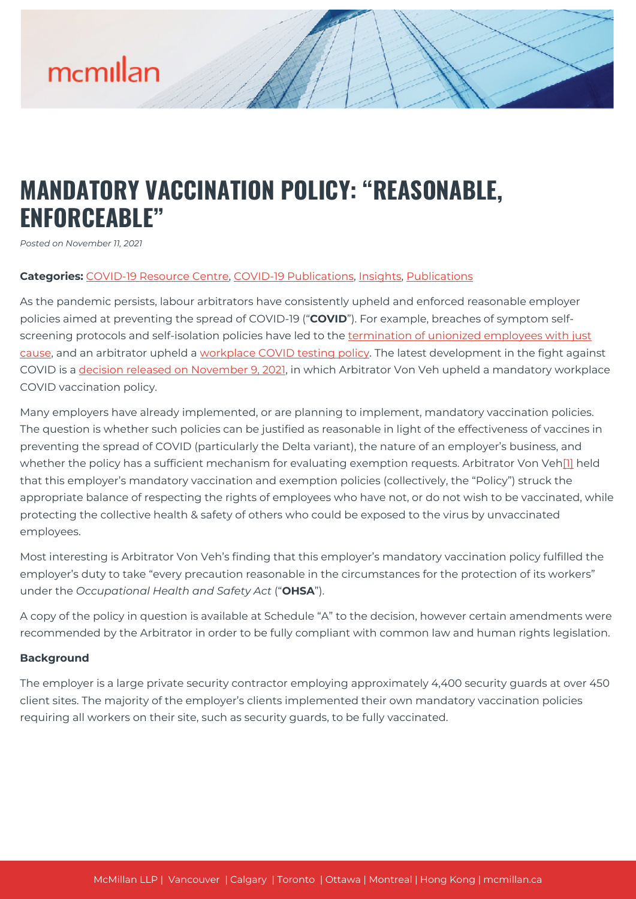# MANDATORY VACCINATION POLICY: "REASONABLE, ENFORCEABLE"

*Posted on November 11, 2021*

**Categories:** COVID-19 Resource Centre, COVID-19 Publications, Insights, Publications

As the pandemic persists, labour arbitrators have consistently upheld and enforced reasonable employer policies aimed at preventing the spread of COVID-19 ("**COVID**"). For example, breaches of symptom self-screening protocols and self-isolation policies have led to the termination of unionized employees with just cause, and an arbitrator upheld a workplace COVID testing policy. The latest development in the fight against COVID is a decision released on November 9, 2021, in which Arbitrator Von Veh upheld a mandatory workplace COVID vaccination policy.

Many employers have already implemented, or are planning to implement, mandatory vaccination policies. The question is whether such policies can be justified as reasonable in light of the effectiveness of vaccines in preventing the spread of COVID (particularly the Delta variant), the nature of an employer's business, and whether the policy has a sufficient mechanism for evaluating exemption requests. Arbitrator Von Veh[1] held that this employer's mandatory vaccination and exemption policies (collectively, the "Policy") struck the appropriate balance of respecting the rights of employees who have not, or do not wish to be vaccinated, while protecting the collective health & safety of others who could be exposed to the virus by unvaccinated employees.

Most interesting is Arbitrator Von Veh's finding that this employer's mandatory vaccination policy fulfilled the employer's duty to take "every precaution reasonable in the circumstances for the protection of its workers" under the *Occupational Health and Safety Act* ("**OHSA**").

A copy of the policy in question is available at Schedule "A" to the decision, however certain amendments were recommended by the Arbitrator in order to be fully compliant with common law and human rights legislation.

**Background**

The employer is a large private security contractor employing approximately 4,400 security guards at over 450 client sites. The majority of the employer's clients implemented their own mandatory vaccination policies requiring all workers on their site, such as security guards, to be fully vaccinated.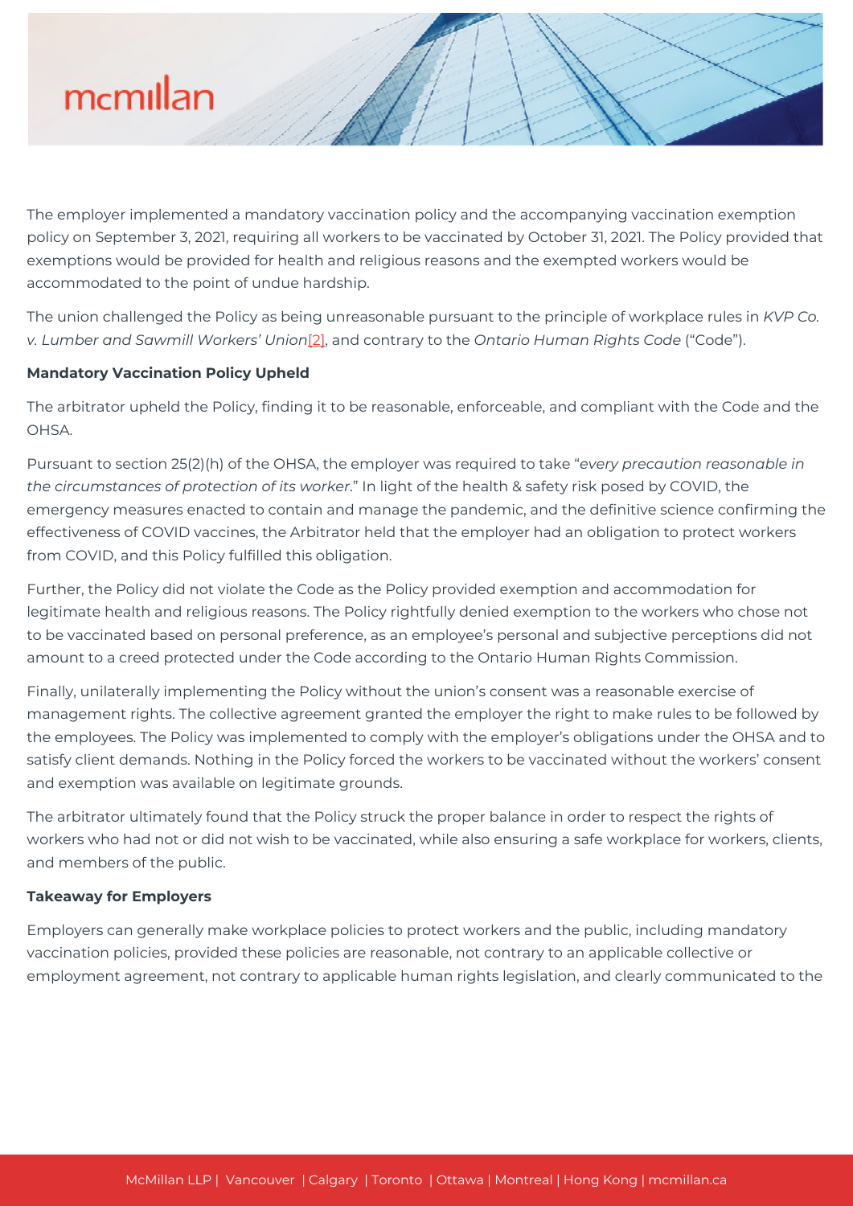The employer implemented a mandatory vaccination policy and the accompanying vaccination exemption policy on September 3, 2021, requiring all workers to be vaccinated by October 31, 2021. The Policy provided that exemptions would be provided for health and religious reasons and the exempted workers would be accommodated to the point of undue hardship.

The union challenged the Policy as being unreasonable pursuant to the principle of workplace rules in *KVP Co. v. Lumber and Sawmill Workers' Union*[2], and contrary to the *Ontario Human Rights Code* ("Code").

**Mandatory Vaccination Policy Upheld**

The arbitrator upheld the Policy, finding it to be reasonable, enforceable, and compliant with the Code and the OHSA.

Pursuant to section 25(2)(h) of the OHSA, the employer was required to take "*every precaution reasonable in the circumstances of protection of its worker*." In light of the health & safety risk posed by COVID, the emergency measures enacted to contain and manage the pandemic, and the definitive science confirming the effectiveness of COVID vaccines, the Arbitrator held that the employer had an obligation to protect workers from COVID, and this Policy fulfilled this obligation.

Further, the Policy did not violate the Code as the Policy provided exemption and accommodation for legitimate health and religious reasons. The Policy rightfully denied exemption to the workers who chose not to be vaccinated based on personal preference, as an employee's personal and subjective perceptions did not amount to a creed protected under the Code according to the Ontario Human Rights Commission.

Finally, unilaterally implementing the Policy without the union's consent was a reasonable exercise of management rights. The collective agreement granted the employer the right to make rules to be followed by the employees. The Policy was implemented to comply with the employer's obligations under the OHSA and to satisfy client demands. Nothing in the Policy forced the workers to be vaccinated without the workers' consent and exemption was available on legitimate grounds.

The arbitrator ultimately found that the Policy struck the proper balance in order to respect the rights of workers who had not or did not wish to be vaccinated, while also ensuring a safe workplace for workers, clients, and members of the public.

**Takeaway for Employers**

Employers can generally make workplace policies to protect workers and the public, including mandatory vaccination policies, provided these policies are reasonable, not contrary to an applicable collective or employment agreement, not contrary to applicable human rights legislation, and clearly communicated to the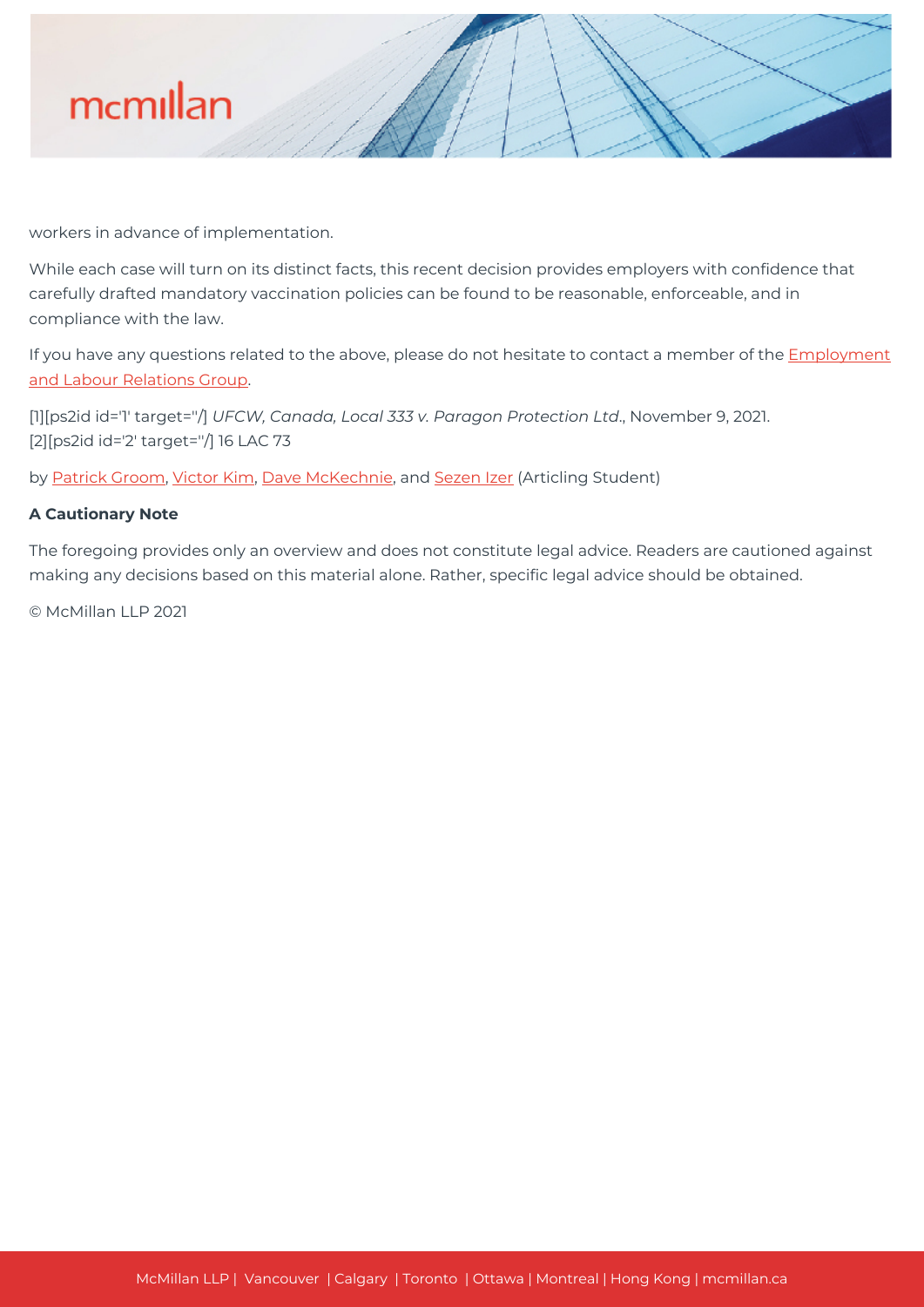workers in advance of implementation.

While each case will turn on its distinct facts, this recent decision provides employers with confidence that carefully drafted mandatory vaccination policies can be found to be reasonable, enforceable, and in compliance with the law.

If you have any questions related to the above, please do not hesitate to contact a member of the Employment and Labour Relations Group.

[1][ps2id id='1' target=''/] *UFCW, Canada, Local 333 v. Paragon Protection Ltd*., November 9, 2021.
[2][ps2id id='2' target=''/] 16 LAC 73

by Patrick Groom, Victor Kim, Dave McKechnie, and Sezen Izer (Articling Student)

**A Cautionary Note**

The foregoing provides only an overview and does not constitute legal advice. Readers are cautioned against making any decisions based on this material alone. Rather, specific legal advice should be obtained.

© McMillan LLP 2021